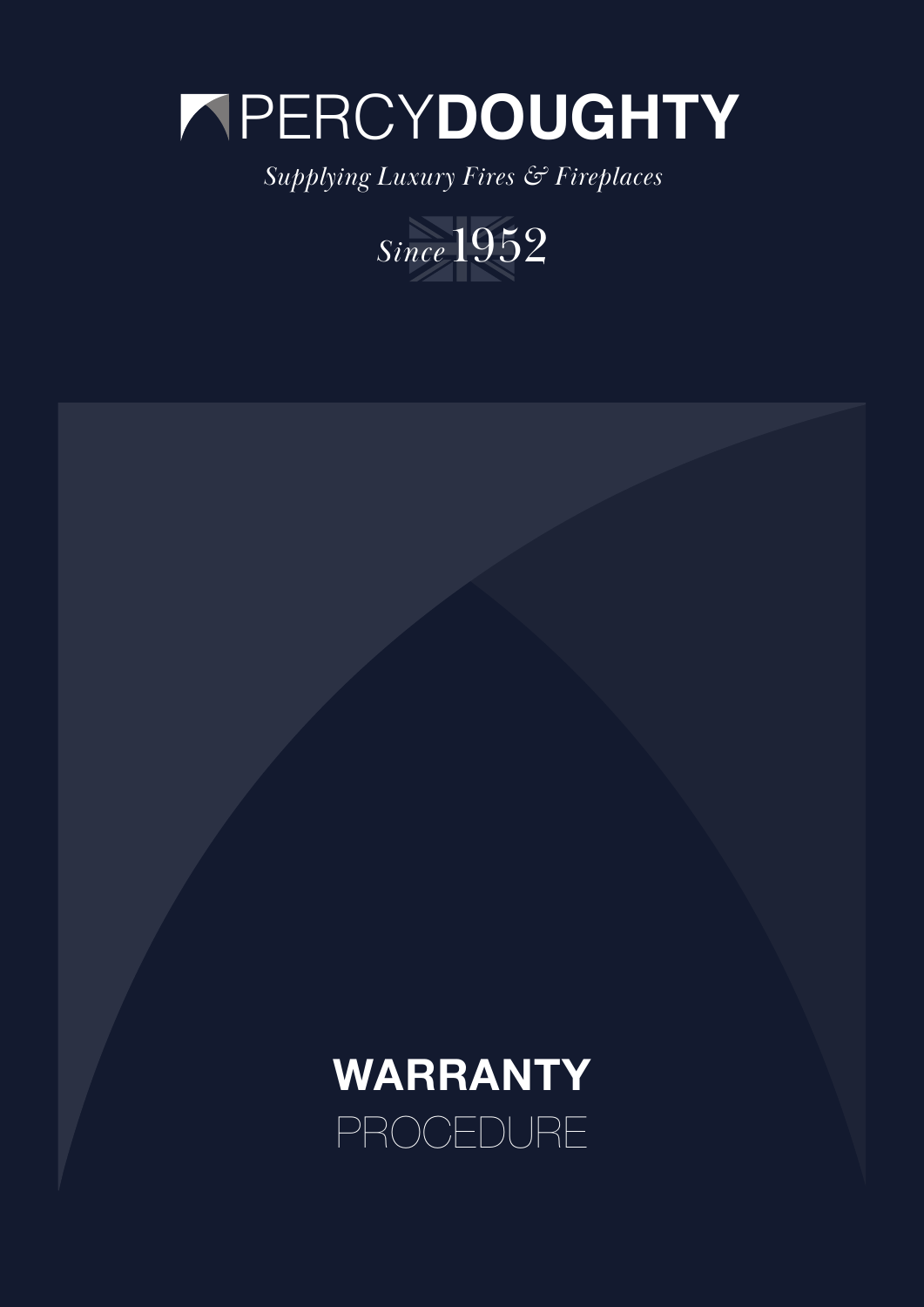# PERCYDOUGHTY

*Supplying Luxury Fires & Fireplaces*

*Since* 1952

# WARRANTY
## PROCEDURE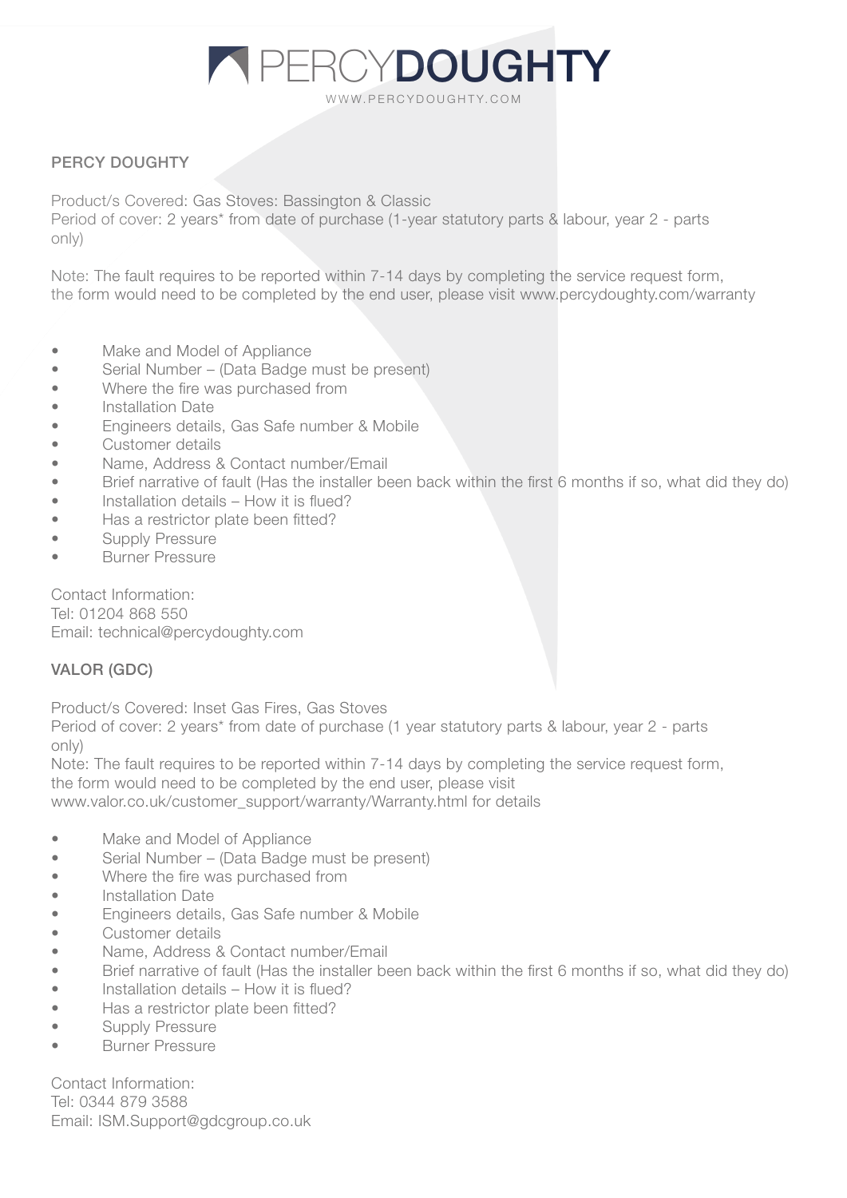# PERCYDOUGHTY

WWW.PERCYDOUGHTY.COM

## PERCY DOUGHTY

Product/s Covered: Gas Stoves: Bassington & Classic
Period of cover: 2 years* from date of purchase (1-year statutory parts & labour, year 2 - parts only)

Note: The fault requires to be reported within 7-14 days by completing the service request form, the form would need to be completed by the end user, please visit www.percydoughty.com/warranty

- Make and Model of Appliance
- Serial Number – (Data Badge must be present)
- Where the fire was purchased from
- Installation Date
- Engineers details, Gas Safe number & Mobile
- Customer details
- Name, Address & Contact number/Email
- Brief narrative of fault (Has the installer been back within the first 6 months if so, what did they do)
- Installation details – How it is flued?
- Has a restrictor plate been fitted?
- Supply Pressure
- Burner Pressure

Contact Information:
Tel: 01204 868 550
Email: technical@percydoughty.com

## VALOR (GDC)

Product/s Covered: Inset Gas Fires, Gas Stoves
Period of cover: 2 years* from date of purchase (1 year statutory parts & labour, year 2 - parts only)
Note: The fault requires to be reported within 7-14 days by completing the service request form, the form would need to be completed by the end user, please visit www.valor.co.uk/customer_support/warranty/Warranty.html for details

- Make and Model of Appliance
- Serial Number – (Data Badge must be present)
- Where the fire was purchased from
- Installation Date
- Engineers details, Gas Safe number & Mobile
- Customer details
- Name, Address & Contact number/Email
- Brief narrative of fault (Has the installer been back within the first 6 months if so, what did they do)
- Installation details – How it is flued?
- Has a restrictor plate been fitted?
- Supply Pressure
- Burner Pressure

Contact Information:
Tel: 0344 879 3588
Email: ISM.Support@gdcgroup.co.uk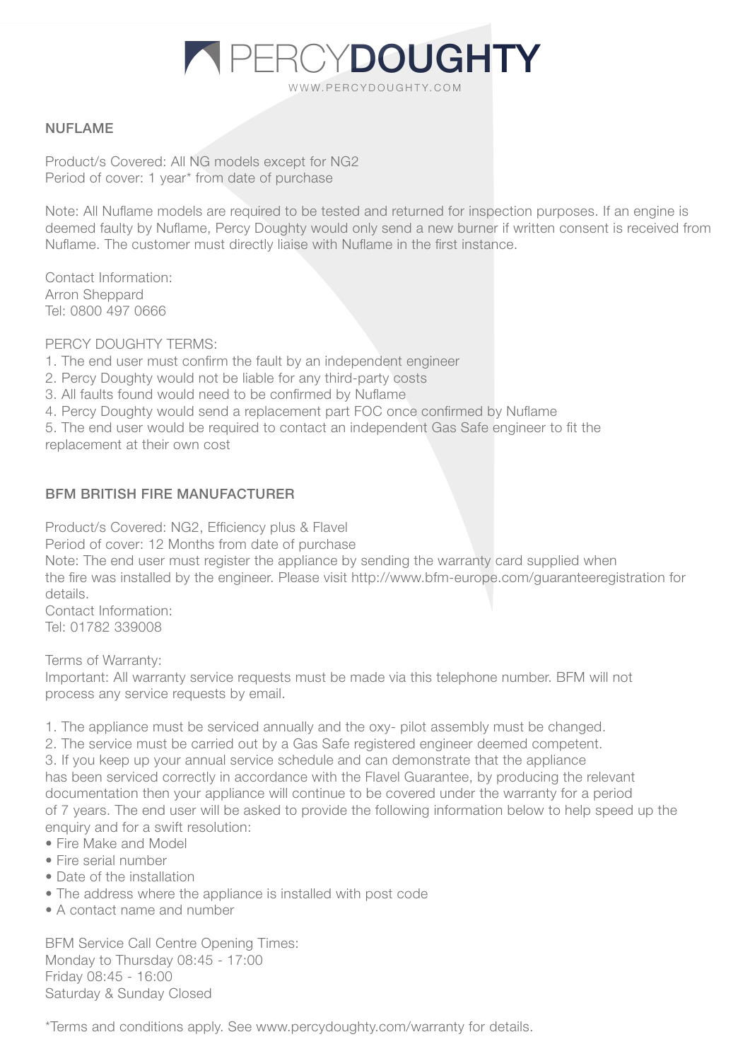# PERCYDOUGHTY

WWW.PERCYDOUGHTY.COM

## NUFLAME

Product/s Covered: All NG models except for NG2
Period of cover: 1 year* from date of purchase

Note: All Nuflame models are required to be tested and returned for inspection purposes. If an engine is deemed faulty by Nuflame, Percy Doughty would only send a new burner if written consent is received from Nuflame. The customer must directly liaise with Nuflame in the first instance.

Contact Information:
Arron Sheppard
Tel: 0800 497 0666

PERCY DOUGHTY TERMS:

1. The end user must confirm the fault by an independent engineer
2. Percy Doughty would not be liable for any third-party costs
3. All faults found would need to be confirmed by Nuflame
4. Percy Doughty would send a replacement part FOC once confirmed by Nuflame
5. The end user would be required to contact an independent Gas Safe engineer to fit the replacement at their own cost

## BFM BRITISH FIRE MANUFACTURER

Product/s Covered: NG2, Efficiency plus & Flavel
Period of cover: 12 Months from date of purchase
Note: The end user must register the appliance by sending the warranty card supplied when the fire was installed by the engineer. Please visit http://www.bfm-europe.com/guaranteeregistration for details.
Contact Information:
Tel: 01782 339008

Terms of Warranty:
Important: All warranty service requests must be made via this telephone number. BFM will not process any service requests by email.

1. The appliance must be serviced annually and the oxy- pilot assembly must be changed.
2. The service must be carried out by a Gas Safe registered engineer deemed competent.
3. If you keep up your annual service schedule and can demonstrate that the appliance has been serviced correctly in accordance with the Flavel Guarantee, by producing the relevant documentation then your appliance will continue to be covered under the warranty for a period of 7 years. The end user will be asked to provide the following information below to help speed up the enquiry and for a swift resolution:

- Fire Make and Model
- Fire serial number
- Date of the installation
- The address where the appliance is installed with post code
- A contact name and number

BFM Service Call Centre Opening Times:
Monday to Thursday 08:45 - 17:00
Friday 08:45 - 16:00
Saturday & Sunday Closed

*Terms and conditions apply. See www.percydoughty.com/warranty for details.